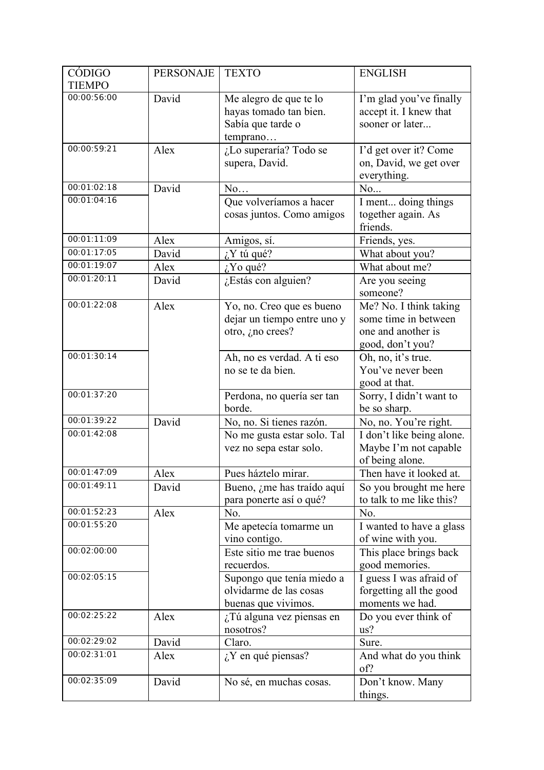| CÓDIGO TIEMPO | PERSONAJE | TEXTO | ENGLISH |
|---|---|---|---|
| 00:00:56:00 | David | Me alegro de que te lo hayas tomado tan bien. Sabía que tarde o temprano… | I'm glad you've finally accept it. I knew that sooner or later... |
| 00:00:59:21 | Alex | ¿Lo superaría? Todo se supera, David. | I'd get over it? Come on, David, we get over everything. |
| 00:01:02:18 | David | No… | No... |
| 00:01:04:16 | | Que volveríamos a hacer cosas juntos. Como amigos | I ment... doing things together again. As friends. |
| 00:01:11:09 | Alex | Amigos, sí. | Friends, yes. |
| 00:01:17:05 | David | ¿Y tú qué? | What about you? |
| 00:01:19:07 | Alex | ¿Yo qué? | What about me? |
| 00:01:20:11 | David | ¿Estás con alguien? | Are you seeing someone? |
| 00:01:22:08 | Alex | Yo, no. Creo que es bueno dejar un tiempo entre uno y otro, ¿no crees? | Me? No. I think taking some time in between one and another is good, don't you? |
| 00:01:30:14 | | Ah, no es verdad. A ti eso no se te da bien. | Oh, no, it's true. You've never been good at that. |
| 00:01:37:20 | | Perdona, no quería ser tan borde. | Sorry, I didn't want to be so sharp. |
| 00:01:39:22 | David | No, no. Si tienes razón. | No, no. You're right. |
| 00:01:42:08 | | No me gusta estar solo. Tal vez no sepa estar solo. | I don't like being alone. Maybe I'm not capable of being alone. |
| 00:01:47:09 | Alex | Pues háztelo mirar. | Then have it looked at. |
| 00:01:49:11 | David | Bueno, ¿me has traído aquí para ponerte así o qué? | So you brought me here to talk to me like this? |
| 00:01:52:23 | Alex | No. | No. |
| 00:01:55:20 | | Me apetecía tomarme un vino contigo. | I wanted to have a glass of wine with you. |
| 00:02:00:00 | | Este sitio me trae buenos recuerdos. | This place brings back good memories. |
| 00:02:05:15 | | Supongo que tenía miedo a olvidarme de las cosas buenas que vivimos. | I guess I was afraid of forgetting all the good moments we had. |
| 00:02:25:22 | Alex | ¿Tú alguna vez piensas en nosotros? | Do you ever think of us? |
| 00:02:29:02 | David | Claro. | Sure. |
| 00:02:31:01 | Alex | ¿Y en qué piensas? | And what do you think of? |
| 00:02:35:09 | David | No sé, en muchas cosas. | Don't know. Many things. |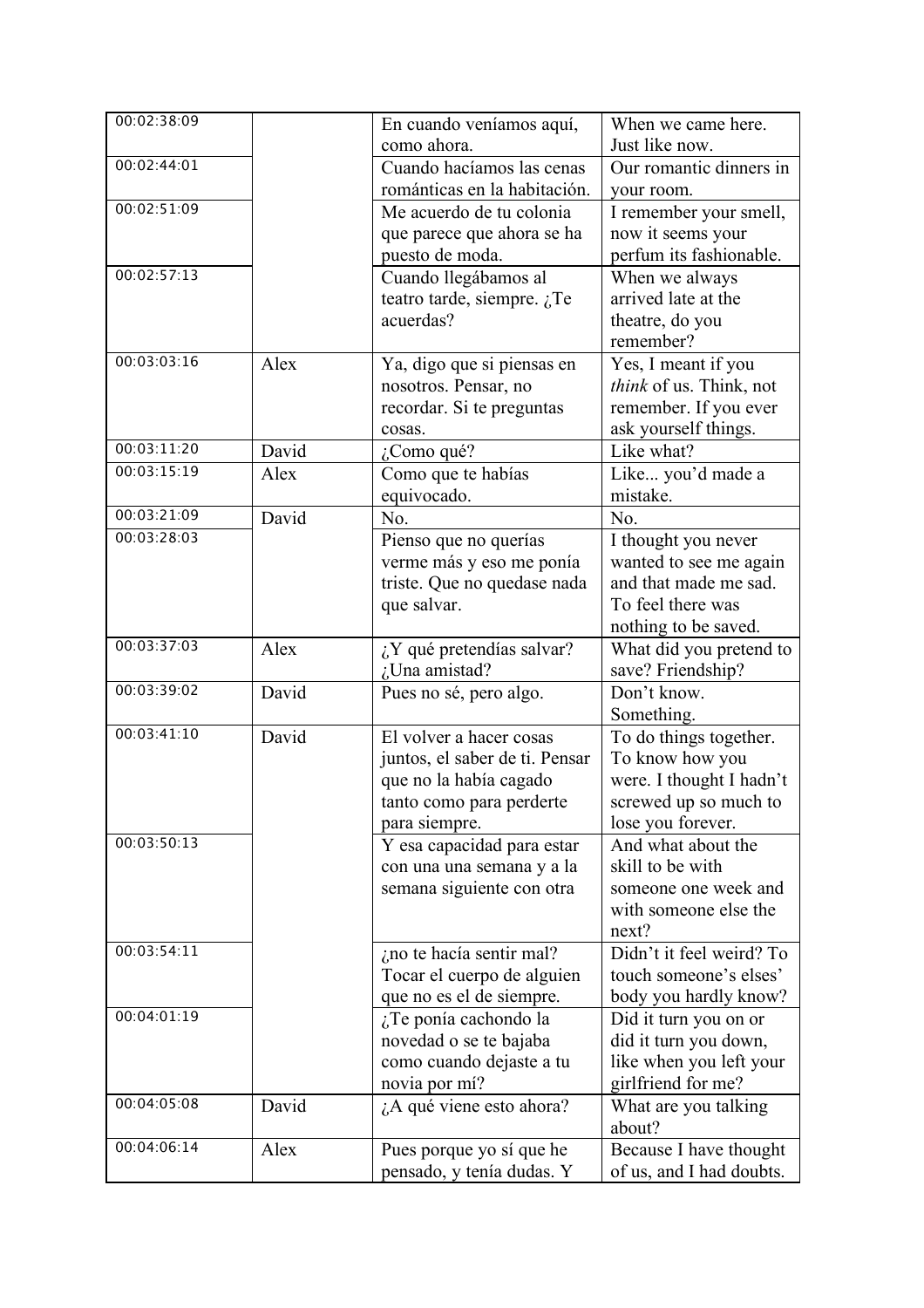| | | | |
|---|---|---|---|
| 00:02:38:09 | | En cuando veníamos aquí, como ahora. | When we came here. Just like now. |
| 00:02:44:01 | | Cuando hacíamos las cenas románticas en la habitación. | Our romantic dinners in your room. |
| 00:02:51:09 | | Me acuerdo de tu colonia que parece que ahora se ha puesto de moda. | I remember your smell, now it seems your perfum its fashionable. |
| 00:02:57:13 | | Cuando llegábamos al teatro tarde, siempre. ¿Te acuerdas? | When we always arrived late at the theatre, do you remember? |
| 00:03:03:16 | Alex | Ya, digo que si piensas en nosotros. Pensar, no recordar. Si te preguntas cosas. | Yes, I meant if you *think* of us. Think, not remember. If you ever ask yourself things. |
| 00:03:11:20 | David | ¿Como qué? | Like what? |
| 00:03:15:19 | Alex | Como que te habías equivocado. | Like... you'd made a mistake. |
| 00:03:21:09 | David | No. | No. |
| 00:03:28:03 | | Pienso que no querías verme más y eso me ponía triste. Que no quedase nada que salvar. | I thought you never wanted to see me again and that made me sad. To feel there was nothing to be saved. |
| 00:03:37:03 | Alex | ¿Y qué pretendías salvar? ¿Una amistad? | What did you pretend to save? Friendship? |
| 00:03:39:02 | David | Pues no sé, pero algo. | Don't know. Something. |
| 00:03:41:10 | David | El volver a hacer cosas juntos, el saber de ti. Pensar que no la había cagado tanto como para perderte para siempre. | To do things together. To know how you were. I thought I hadn't screwed up so much to lose you forever. |
| 00:03:50:13 | | Y esa capacidad para estar con una una semana y a la semana siguiente con otra | And what about the skill to be with someone one week and with someone else the next? |
| 00:03:54:11 | | ¿no te hacía sentir mal? Tocar el cuerpo de alguien que no es el de siempre. | Didn't it feel weird? To touch someone's elses' body you hardly know? |
| 00:04:01:19 | | ¿Te ponía cachondo la novedad o se te bajaba como cuando dejaste a tu novia por mí? | Did it turn you on or did it turn you down, like when you left your girlfriend for me? |
| 00:04:05:08 | David | ¿A qué viene esto ahora? | What are you talking about? |
| 00:04:06:14 | Alex | Pues porque yo sí que he pensado, y tenía dudas. Y | Because I have thought of us, and I had doubts. |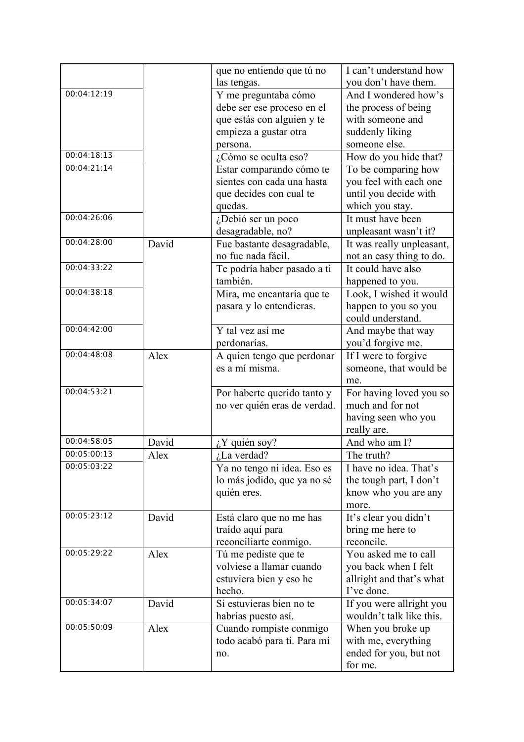|  |  | que no entiendo que tú no las tengas. | I can't understand how you don't have them. |
|---|---|---|---|
| 00:04:12:19 |  | Y me preguntaba cómo debe ser ese proceso en el que estás con alguien y te empieza a gustar otra persona. | And I wondered how's the process of being with someone and suddenly liking someone else. |
| 00:04:18:13 |  | ¿Cómo se oculta eso? | How do you hide that? |
| 00:04:21:14 |  | Estar comparando cómo te sientes con cada una hasta que decides con cual te quedas. | To be comparing how you feel with each one until you decide with which you stay. |
| 00:04:26:06 |  | ¿Debió ser un poco desagradable, no? | It must have been unpleasant wasn't it? |
| 00:04:28:00 | David | Fue bastante desagradable, no fue nada fácil. | It was really unpleasant, not an easy thing to do. |
| 00:04:33:22 |  | Te podría haber pasado a ti también. | It could have also happened to you. |
| 00:04:38:18 |  | Mira, me encantaría que te pasara y lo entendieras. | Look, I wished it would happen to you so you could understand. |
| 00:04:42:00 |  | Y tal vez así me perdonarías. | And maybe that way you'd forgive me. |
| 00:04:48:08 | Alex | A quien tengo que perdonar es a mí misma. | If I were to forgive someone, that would be me. |
| 00:04:53:21 |  | Por haberte querido tanto y no ver quién eras de verdad. | For having loved you so much and for not having seen who you really are. |
| 00:04:58:05 | David | ¿Y quién soy? | And who am I? |
| 00:05:00:13 | Alex | ¿La verdad? | The truth? |
| 00:05:03:22 |  | Ya no tengo ni idea. Eso es lo más jodido, que ya no sé quién eres. | I have no idea. That's the tough part, I don't know who you are any more. |
| 00:05:23:12 | David | Está claro que no me has traído aquí para reconciliarte conmigo. | It's clear you didn't bring me here to reconcile. |
| 00:05:29:22 | Alex | Tú me pediste que te volviese a llamar cuando estuviera bien y eso he hecho. | You asked me to call you back when I felt allright and that's what I've done. |
| 00:05:34:07 | David | Si estuvieras bien no te habrías puesto así. | If you were allright you wouldn't talk like this. |
| 00:05:50:09 | Alex | Cuando rompiste conmigo todo acabó para ti. Para mí no. | When you broke up with me, everything ended for you, but not for me. |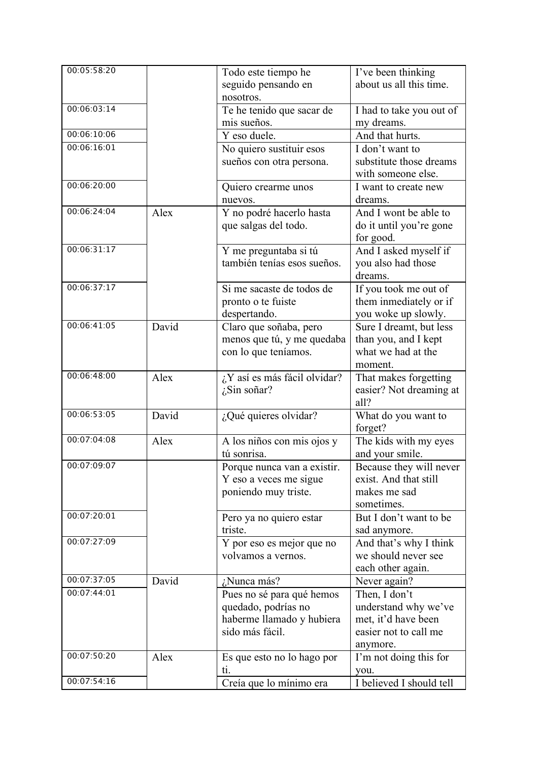| 00:05:58:20 | | Todo este tiempo he seguido pensando en nosotros. | I've been thinking about us all this time. |
|---|---|---|---|
| 00:06:03:14 | | Te he tenido que sacar de mis sueños. | I had to take you out of my dreams. |
| 00:06:10:06 | | Y eso duele. | And that hurts. |
| 00:06:16:01 | | No quiero sustituir esos sueños con otra persona. | I don't want to substitute those dreams with someone else. |
| 00:06:20:00 | | Quiero crearme unos nuevos. | I want to create new dreams. |
| 00:06:24:04 | Alex | Y no podré hacerlo hasta que salgas del todo. | And I wont be able to do it until you're gone for good. |
| 00:06:31:17 | | Y me preguntaba si tú también tenías esos sueños. | And I asked myself if you also had those dreams. |
| 00:06:37:17 | | Si me sacaste de todos de pronto o te fuiste despertando. | If you took me out of them inmediately or if you woke up slowly. |
| 00:06:41:05 | David | Claro que soñaba, pero menos que tú, y me quedaba con lo que teníamos. | Sure I dreamt, but less than you, and I kept what we had at the moment. |
| 00:06:48:00 | Alex | ¿Y así es más fácil olvidar? ¿Sin soñar? | That makes forgetting easier? Not dreaming at all? |
| 00:06:53:05 | David | ¿Qué quieres olvidar? | What do you want to forget? |
| 00:07:04:08 | Alex | A los niños con mis ojos y tú sonrisa. | The kids with my eyes and your smile. |
| 00:07:09:07 | | Porque nunca van a existir. Y eso a veces me sigue poniendo muy triste. | Because they will never exist. And that still makes me sad sometimes. |
| 00:07:20:01 | | Pero ya no quiero estar triste. | But I don't want to be sad anymore. |
| 00:07:27:09 | | Y por eso es mejor que no volvamos a vernos. | And that's why I think we should never see each other again. |
| 00:07:37:05 | David | ¿Nunca más? | Never again? |
| 00:07:44:01 | | Pues no sé para qué hemos quedado, podrías no haberme llamado y hubiera sido más fácil. | Then, I don't understand why we've met, it'd have been easier not to call me anymore. |
| 00:07:50:20 | Alex | Es que esto no lo hago por ti. | I'm not doing this for you. |
| 00:07:54:16 | | Creía que lo mínimo era | I believed I should tell |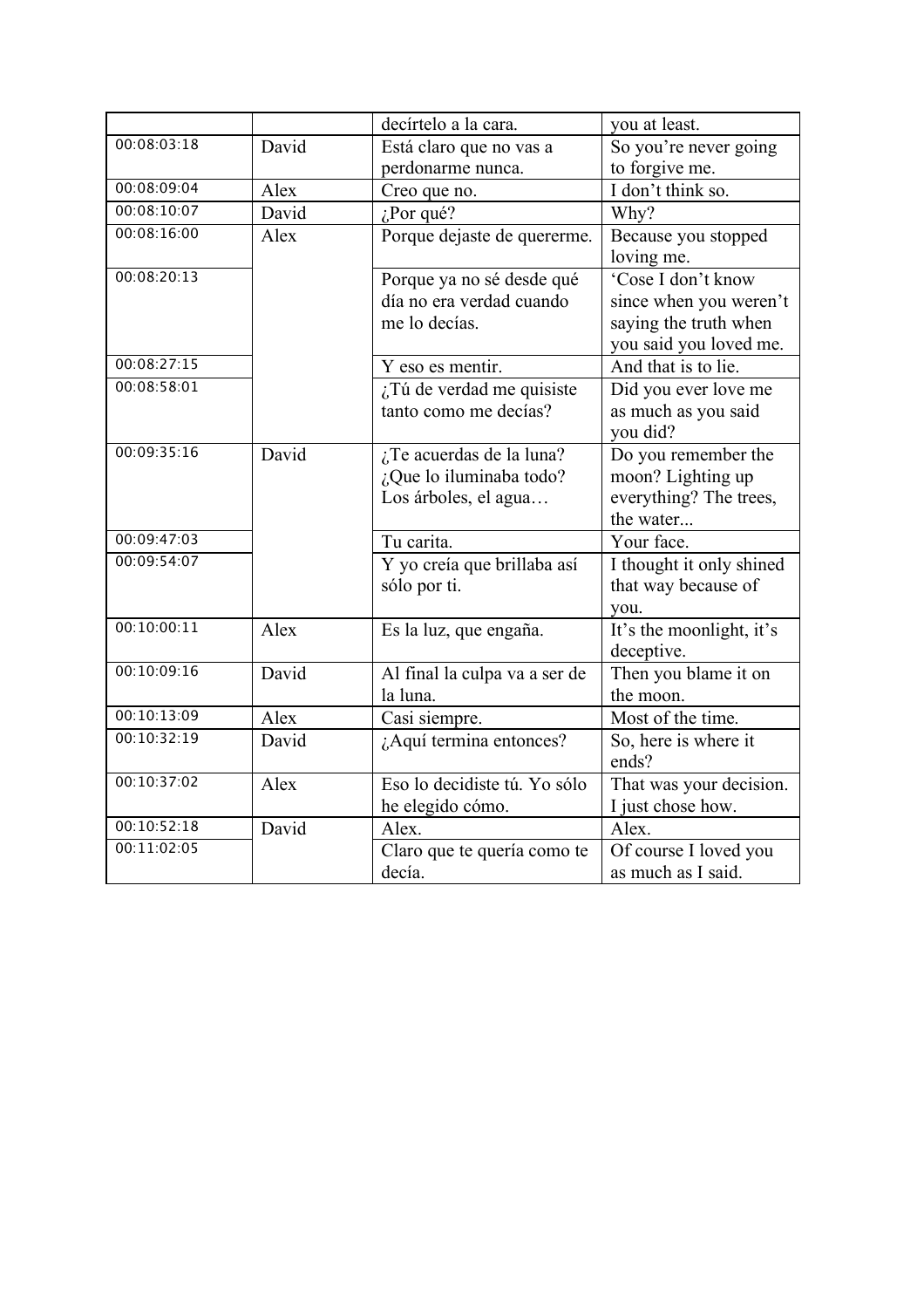| | | | |
|---|---|---|---|
| | | decírtelo a la cara. | you at least. |
| 00:08:03:18 | David | Está claro que no vas a perdonarme nunca. | So you're never going to forgive me. |
| 00:08:09:04 | Alex | Creo que no. | I don't think so. |
| 00:08:10:07 | David | ¿Por qué? | Why? |
| 00:08:16:00 | Alex | Porque dejaste de quererme. | Because you stopped loving me. |
| 00:08:20:13 | | Porque ya no sé desde qué día no era verdad cuando me lo decías. | 'Cose I don't know since when you weren't saying the truth when you said you loved me. |
| 00:08:27:15 | | Y eso es mentir. | And that is to lie. |
| 00:08:58:01 | | ¿Tú de verdad me quisiste tanto como me decías? | Did you ever love me as much as you said you did? |
| 00:09:35:16 | David | ¿Te acuerdas de la luna? ¿Que lo iluminaba todo? Los árboles, el agua… | Do you remember the moon? Lighting up everything? The trees, the water... |
| 00:09:47:03 | | Tu carita. | Your face. |
| 00:09:54:07 | | Y yo creía que brillaba así sólo por ti. | I thought it only shined that way because of you. |
| 00:10:00:11 | Alex | Es la luz, que engaña. | It's the moonlight, it's deceptive. |
| 00:10:09:16 | David | Al final la culpa va a ser de la luna. | Then you blame it on the moon. |
| 00:10:13:09 | Alex | Casi siempre. | Most of the time. |
| 00:10:32:19 | David | ¿Aquí termina entonces? | So, here is where it ends? |
| 00:10:37:02 | Alex | Eso lo decidiste tú. Yo sólo he elegido cómo. | That was your decision. I just chose how. |
| 00:10:52:18 | David | Alex. | Alex. |
| 00:11:02:05 | | Claro que te quería como te decía. | Of course I loved you as much as I said. |